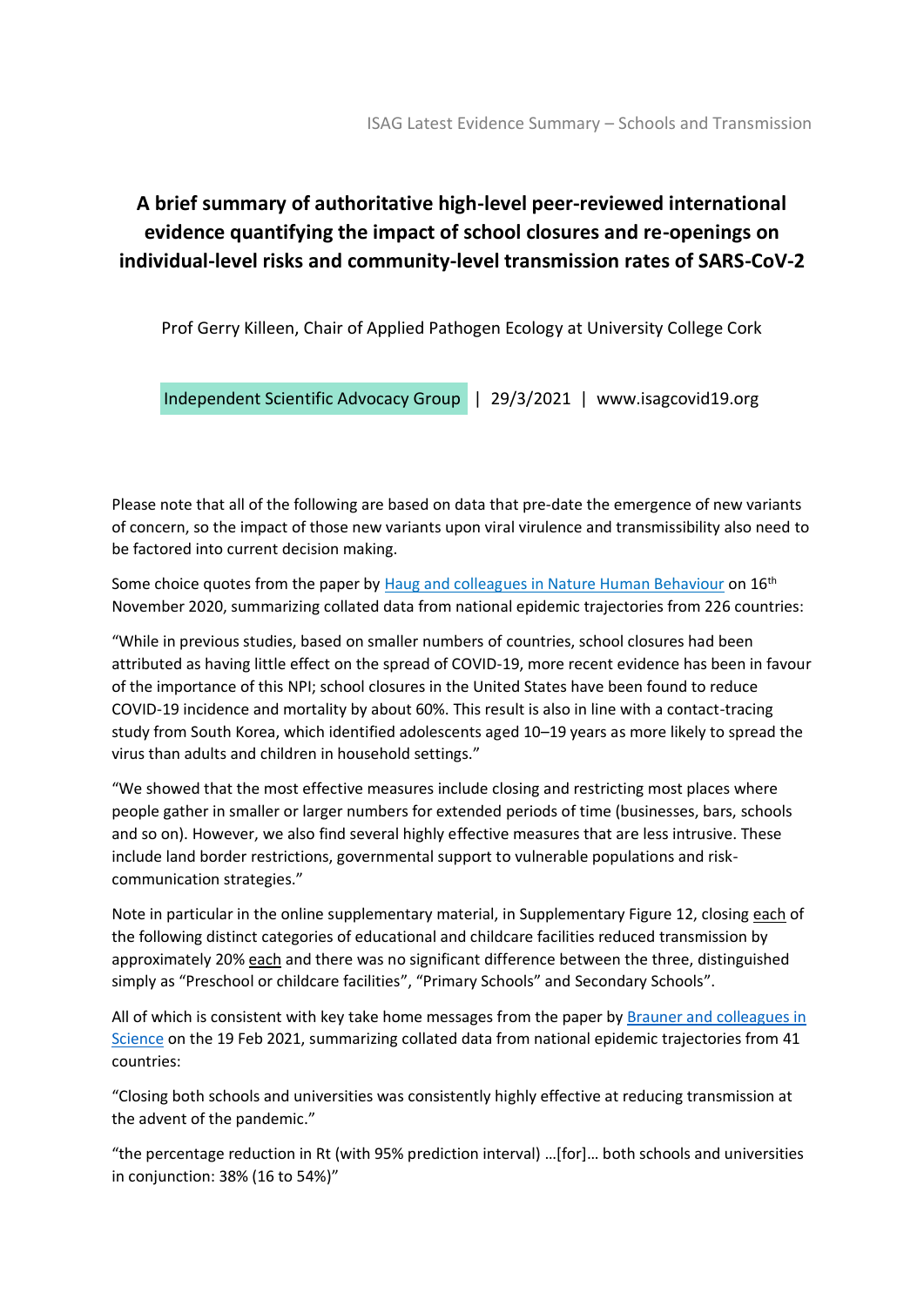# A brief summary of authoritative high-level peer-reviewed international evidence quantifying the impact of school closures and re-openings on individual-level risks and community-level transmission rates of SARS-CoV-2

Prof Gerry Killeen, Chair of Applied Pathogen Ecology at University College Cork

Independent Scientific Advocacy Group | 29/3/2021 | www.isagcovid19.org

Please note that all of the following are based on data that pre-date the emergence of new variants of concern, so the impact of those new variants upon viral virulence and transmissibility also need to be factored into current decision making.

Some choice quotes from the paper by [Haug and colleagues in Nature Human Behaviour]() on 16th November 2020, summarizing collated data from national epidemic trajectories from 226 countries:

"While in previous studies, based on smaller numbers of countries, school closures had been attributed as having little effect on the spread of COVID-19, more recent evidence has been in favour of the importance of this NPI; school closures in the United States have been found to reduce COVID-19 incidence and mortality by about 60%. This result is also in line with a contact-tracing study from South Korea, which identified adolescents aged 10–19 years as more likely to spread the virus than adults and children in household settings."

"We showed that the most effective measures include closing and restricting most places where people gather in smaller or larger numbers for extended periods of time (businesses, bars, schools and so on). However, we also find several highly effective measures that are less intrusive. These include land border restrictions, governmental support to vulnerable populations and risk-communication strategies."

Note in particular in the online supplementary material, in Supplementary Figure 12, closing each of the following distinct categories of educational and childcare facilities reduced transmission by approximately 20% each and there was no significant difference between the three, distinguished simply as "Preschool or childcare facilities", "Primary Schools" and Secondary Schools".

All of which is consistent with key take home messages from the paper by [Brauner and colleagues in Science]() on the 19 Feb 2021, summarizing collated data from national epidemic trajectories from 41 countries:

"Closing both schools and universities was consistently highly effective at reducing transmission at the advent of the pandemic."

"the percentage reduction in Rt (with 95% prediction interval) …[for]… both schools and universities in conjunction: 38% (16 to 54%)"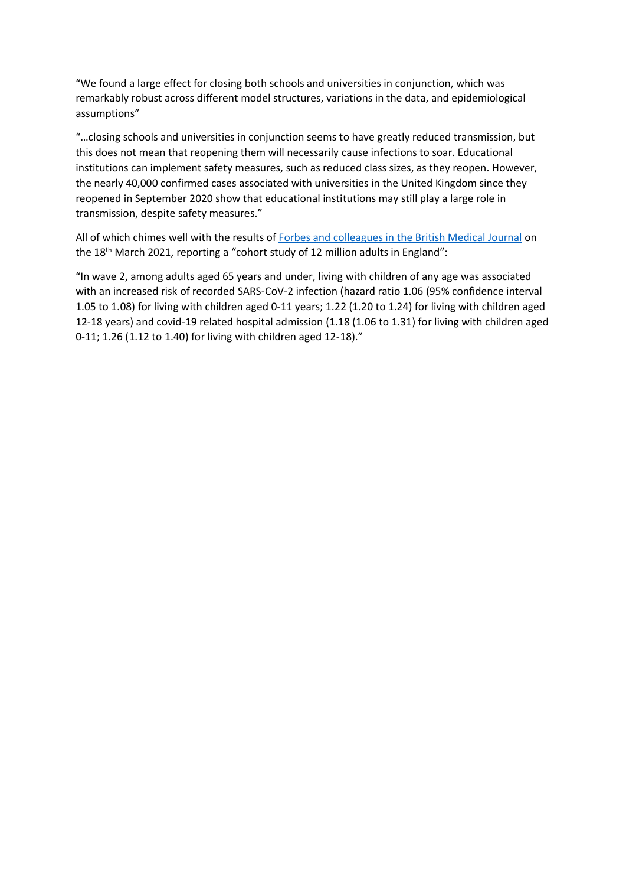"We found a large effect for closing both schools and universities in conjunction, which was remarkably robust across different model structures, variations in the data, and epidemiological assumptions"

"…closing schools and universities in conjunction seems to have greatly reduced transmission, but this does not mean that reopening them will necessarily cause infections to soar. Educational institutions can implement safety measures, such as reduced class sizes, as they reopen. However, the nearly 40,000 confirmed cases associated with universities in the United Kingdom since they reopened in September 2020 show that educational institutions may still play a large role in transmission, despite safety measures."

All of which chimes well with the results of Forbes and colleagues in the British Medical Journal on the 18th March 2021, reporting a "cohort study of 12 million adults in England":

"In wave 2, among adults aged 65 years and under, living with children of any age was associated with an increased risk of recorded SARS-CoV-2 infection (hazard ratio 1.06 (95% confidence interval 1.05 to 1.08) for living with children aged 0-11 years; 1.22 (1.20 to 1.24) for living with children aged 12-18 years) and covid-19 related hospital admission (1.18 (1.06 to 1.31) for living with children aged 0-11; 1.26 (1.12 to 1.40) for living with children aged 12-18)."